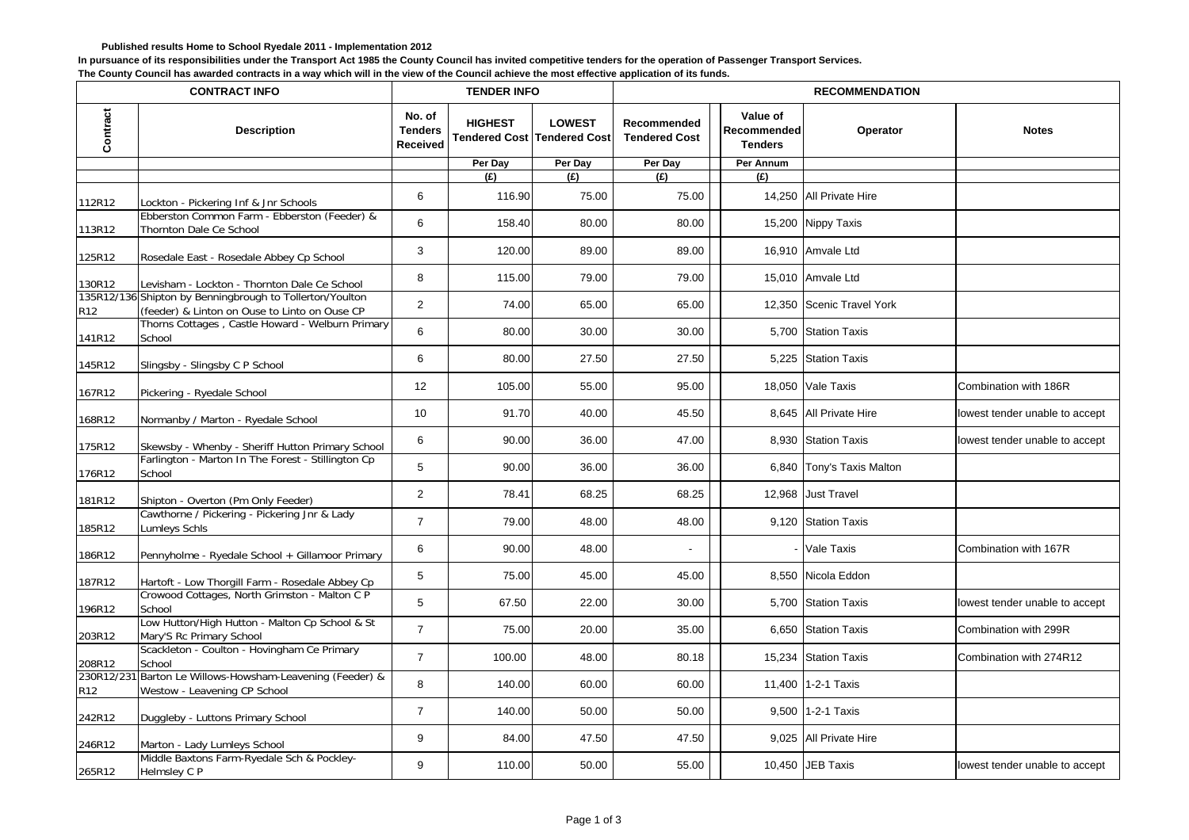**Published results Home to School Ryedale 2011 - Implementation 2012**

**In pursuance of its responsibilities under the Transport Act 1985 the County Council has invited competitive tenders for the operation of Passenger Transport Services.**

**The County Council has awarded contracts in a way which will in the view of the Council achieve the most effective application of its funds.**

| CONTRACT INFO | | TENDER INFO | | | RECOMMENDATION | | | |
|---|---|---|---|---|---|---|---|---|
| Contract | Description | No. of Tenders Received | HIGHEST Tendered Cost | LOWEST Tendered Cost | Recommended Tendered Cost | Value of Recommended Tenders | Operator | Notes |
| | | | Per Day | Per Day | Per Day | Per Annum | | |
| | | | (£) | (£) | (£) | (£) | | |
| 112R12 | Lockton - Pickering Inf & Jnr Schools | 6 | 116.90 | 75.00 | 75.00 | 14,250 | All Private Hire | |
| 113R12 | Ebberston Common Farm - Ebberston (Feeder) & Thornton Dale Ce School | 6 | 158.40 | 80.00 | 80.00 | 15,200 | Nippy Taxis | |
| 125R12 | Rosedale East - Rosedale Abbey Cp School | 3 | 120.00 | 89.00 | 89.00 | 16,910 | Amvale Ltd | |
| 130R12 | Levisham - Lockton - Thornton Dale Ce School | 8 | 115.00 | 79.00 | 79.00 | 15,010 | Amvale Ltd | |
| 135R12/136R12 | Shipton by Beningbrough to Tollerton/Youlton (feeder) & Linton on Ouse to Linto on Ouse CP | 2 | 74.00 | 65.00 | 65.00 | 12,350 | Scenic Travel York | |
| 141R12 | Thorns Cottages , Castle Howard - Welburn Primary School | 6 | 80.00 | 30.00 | 30.00 | 5,700 | Station Taxis | |
| 145R12 | Slingsby - Slingsby C P School | 6 | 80.00 | 27.50 | 27.50 | 5,225 | Station Taxis | |
| 167R12 | Pickering - Ryedale School | 12 | 105.00 | 55.00 | 95.00 | 18,050 | Vale Taxis | Combination with 186R |
| 168R12 | Normanby / Marton - Ryedale School | 10 | 91.70 | 40.00 | 45.50 | 8,645 | All Private Hire | lowest tender unable to accept |
| 175R12 | Skewsby - Whenby - Sheriff Hutton Primary School | 6 | 90.00 | 36.00 | 47.00 | 8,930 | Station Taxis | lowest tender unable to accept |
| 176R12 | Farlington - Marton In The Forest - Stillington Cp School | 5 | 90.00 | 36.00 | 36.00 | 6,840 | Tony's Taxis Malton | |
| 181R12 | Shipton - Overton (Pm Only Feeder) | 2 | 78.41 | 68.25 | 68.25 | 12,968 | Just Travel | |
| 185R12 | Cawthorne / Pickering - Pickering Jnr & Lady Lumleys Schls | 7 | 79.00 | 48.00 | 48.00 | 9,120 | Station Taxis | |
| 186R12 | Pennyholme - Ryedale School + Gillamoor Primary | 6 | 90.00 | 48.00 | - | - | Vale Taxis | Combination with 167R |
| 187R12 | Hartoft - Low Thorgill Farm - Rosedale Abbey Cp | 5 | 75.00 | 45.00 | 45.00 | 8,550 | Nicola Eddon | |
| 196R12 | Crowood Cottages, North Grimston - Malton C P School | 5 | 67.50 | 22.00 | 30.00 | 5,700 | Station Taxis | lowest tender unable to accept |
| 203R12 | Low Hutton/High Hutton - Malton Cp School & St Mary'S Rc Primary School | 7 | 75.00 | 20.00 | 35.00 | 6,650 | Station Taxis | Combination with 299R |
| 208R12 | Scackleton - Coulton - Hovingham Ce Primary School | 7 | 100.00 | 48.00 | 80.18 | 15,234 | Station Taxis | Combination with 274R12 |
| 230R12/231R12 | Barton Le Willows-Howsham-Leavening (Feeder) & Westow - Leavening CP School | 8 | 140.00 | 60.00 | 60.00 | 11,400 | 1-2-1 Taxis | |
| 242R12 | Duggleby - Luttons Primary School | 7 | 140.00 | 50.00 | 50.00 | 9,500 | 1-2-1 Taxis | |
| 246R12 | Marton - Lady Lumleys School | 9 | 84.00 | 47.50 | 47.50 | 9,025 | All Private Hire | |
| 265R12 | Middle Baxtons Farm-Ryedale Sch & Pockley-Helmsley C P | 9 | 110.00 | 50.00 | 55.00 | 10,450 | JEB Taxis | lowest tender unable to accept |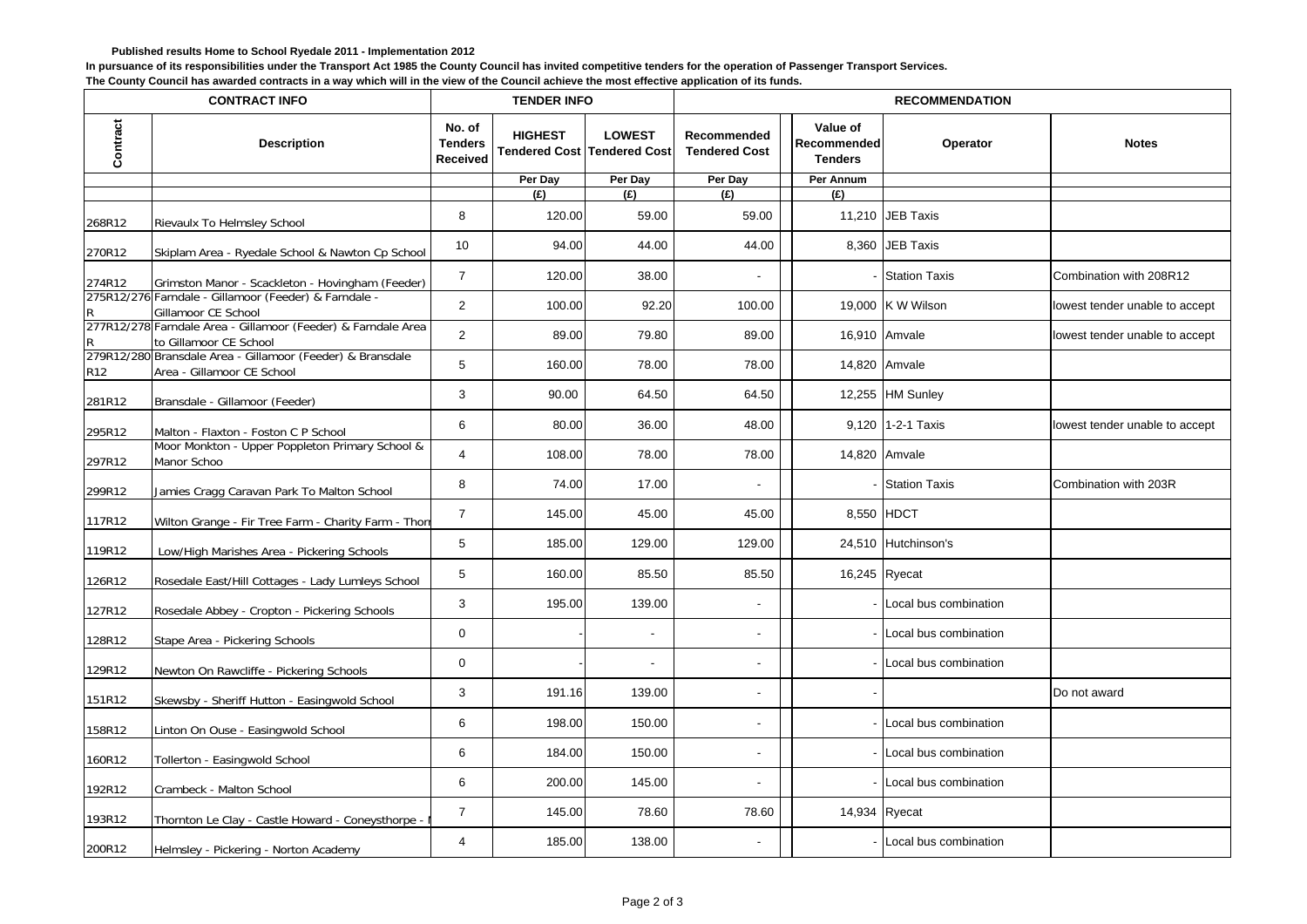**Published results Home to School Ryedale 2011 - Implementation 2012**

**In pursuance of its responsibilities under the Transport Act 1985 the County Council has invited competitive tenders for the operation of Passenger Transport Services.**

**The County Council has awarded contracts in a way which will in the view of the Council achieve the most effective application of its funds.**

| CONTRACT INFO | | TENDER INFO | | | RECOMMENDATION | | | |
|---|---|---|---|---|---|---|---|---|
| Contract | Description | No. of Tenders Received | HIGHEST Tendered Cost | LOWEST Tendered Cost | Recommended Tendered Cost | Value of Recommended Tenders | Operator | Notes |
| | | | Per Day | Per Day | Per Day | Per Annum | | |
| | | | (£) | (£) | (£) | (£) | | |
| 268R12 | Rievaulx To Helmsley School | 8 | 120.00 | 59.00 | 59.00 | 11,210 | JEB Taxis | |
| 270R12 | Skiplam Area - Ryedale School & Nawton Cp School | 10 | 94.00 | 44.00 | 44.00 | 8,360 | JEB Taxis | |
| 274R12 | Grimston Manor - Scackleton - Hovingham (Feeder) | 7 | 120.00 | 38.00 | - | - | Station Taxis | Combination with 208R12 |
| 275R12/276R | Farndale - Gillamoor (Feeder) & Farndale - Gillamoor CE School | 2 | 100.00 | 92.20 | 100.00 | 19,000 | K W Wilson | lowest tender unable to accept |
| 277R12/278R | Farndale Area - Gillamoor (Feeder) & Farndale Area to Gillamoor CE School | 2 | 89.00 | 79.80 | 89.00 | 16,910 | Amvale | lowest tender unable to accept |
| 279R12/280R12 | Bransdale Area - Gillamoor (Feeder) & Bransdale Area - Gillamoor CE School | 5 | 160.00 | 78.00 | 78.00 | 14,820 | Amvale | |
| 281R12 | Bransdale - Gillamoor (Feeder) | 3 | 90.00 | 64.50 | 64.50 | 12,255 | HM Sunley | |
| 295R12 | Malton - Flaxton - Foston C P School | 6 | 80.00 | 36.00 | 48.00 | 9,120 | 1-2-1 Taxis | lowest tender unable to accept |
| 297R12 | Moor Monkton - Upper Poppleton Primary School & Manor Schoo | 4 | 108.00 | 78.00 | 78.00 | 14,820 | Amvale | |
| 299R12 | Jamies Cragg Caravan Park To Malton School | 8 | 74.00 | 17.00 | - | - | Station Taxis | Combination with 203R |
| 117R12 | Wilton Grange - Fir Tree Farm - Charity Farm - Thorn | 7 | 145.00 | 45.00 | 45.00 | 8,550 | HDCT | |
| 119R12 | Low/High Marishes Area - Pickering Schools | 5 | 185.00 | 129.00 | 129.00 | 24,510 | Hutchinson's | |
| 126R12 | Rosedale East/Hill Cottages - Lady Lumleys School | 5 | 160.00 | 85.50 | 85.50 | 16,245 | Ryecat | |
| 127R12 | Rosedale Abbey - Cropton - Pickering Schools | 3 | 195.00 | 139.00 | - | - | Local bus combination | |
| 128R12 | Stape Area - Pickering Schools | 0 | - | - | - | - | Local bus combination | |
| 129R12 | Newton On Rawcliffe - Pickering Schools | 0 | - | - | - | - | Local bus combination | |
| 151R12 | Skewsby - Sheriff Hutton - Easingwold School | 3 | 191.16 | 139.00 | - | - | | Do not award |
| 158R12 | Linton On Ouse - Easingwold School | 6 | 198.00 | 150.00 | - | - | Local bus combination | |
| 160R12 | Tollerton - Easingwold School | 6 | 184.00 | 150.00 | - | - | Local bus combination | |
| 192R12 | Crambeck - Malton School | 6 | 200.00 | 145.00 | - | - | Local bus combination | |
| 193R12 | Thornton Le Clay - Castle Howard - Coneysthorpe - | 7 | 145.00 | 78.60 | 78.60 | 14,934 | Ryecat | |
| 200R12 | Helmsley - Pickering - Norton Academy | 4 | 185.00 | 138.00 | - | - | Local bus combination | |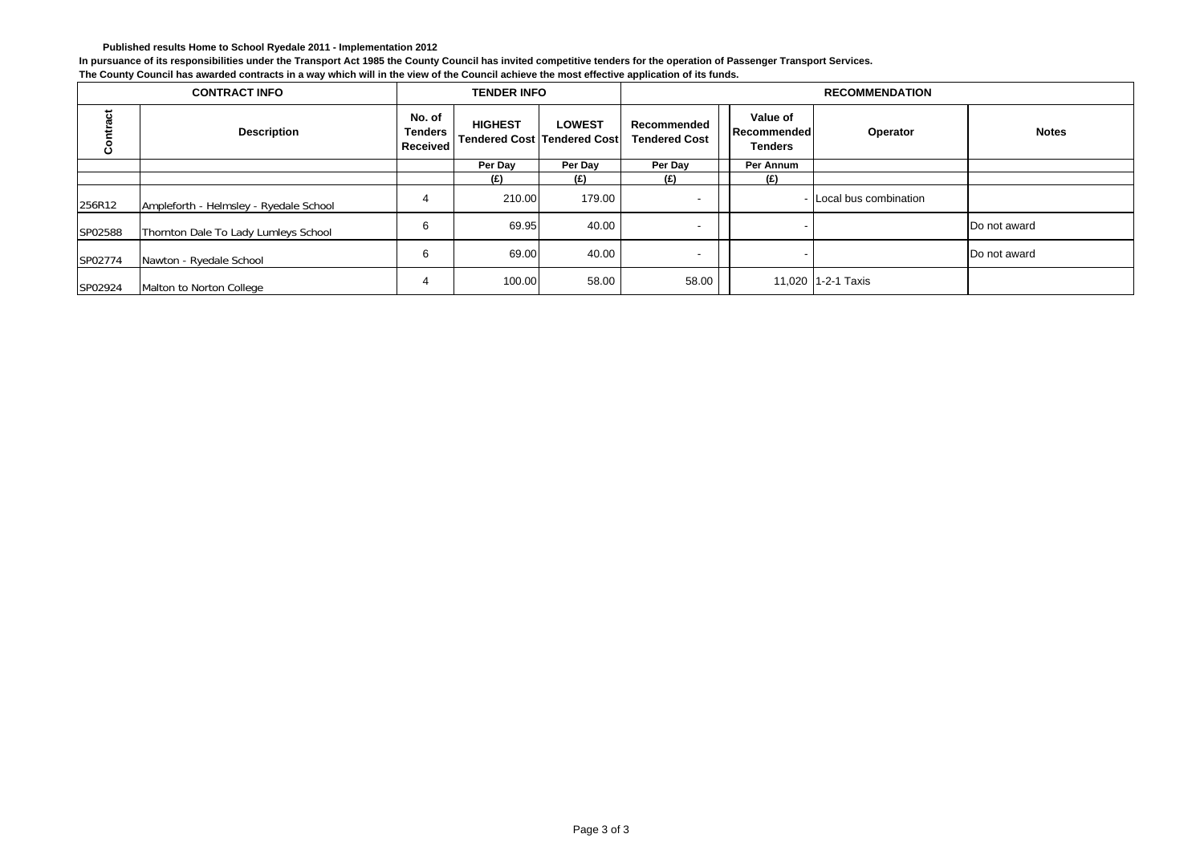**Published results Home to School Ryedale 2011 - Implementation 2012**

**In pursuance of its responsibilities under the Transport Act 1985 the County Council has invited competitive tenders for the operation of Passenger Transport Services.**

**The County Council has awarded contracts in a way which will in the view of the Council achieve the most effective application of its funds.**

| CONTRACT INFO | | TENDER INFO | | | RECOMMENDATION | | | |
|---|---|---|---|---|---|---|---|---|
| Contract | Description | No. of Tenders Received | HIGHEST Tendered Cost | LOWEST Tendered Cost | Recommended Tendered Cost | Value of Recommended Tenders | Operator | Notes |
| | | | Per Day | Per Day | Per Day | Per Annum | | |
| | | | (£) | (£) | (£) | (£) | | |
| 256R12 | Ampleforth - Helmsley - Ryedale School | 4 | 210.00 | 179.00 | - | - | Local bus combination | |
| SP02588 | Thornton Dale To Lady Lumleys School | 6 | 69.95 | 40.00 | - | - | | Do not award |
| SP02774 | Nawton - Ryedale School | 6 | 69.00 | 40.00 | - | - | | Do not award |
| SP02924 | Malton to Norton College | 4 | 100.00 | 58.00 | 58.00 | 11,020 | 1-2-1 Taxis | |